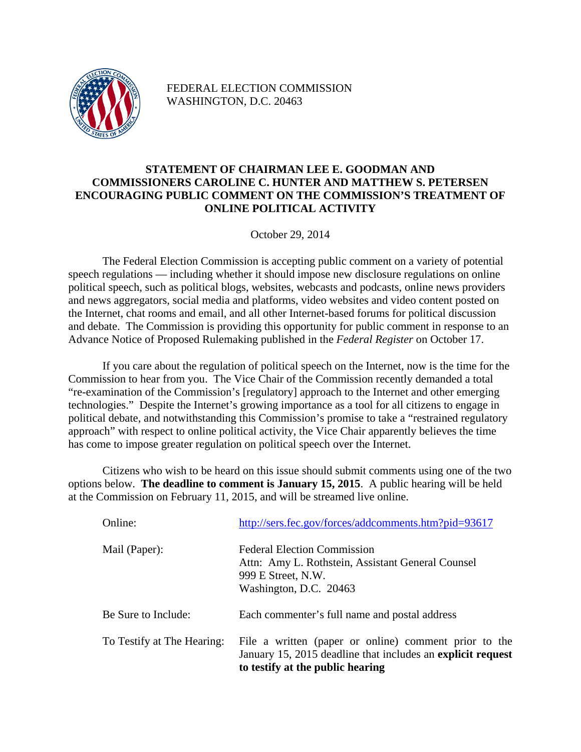FEDERAL ELECTION COMMISSION
WASHINGTON, D.C. 20463

## STATEMENT OF CHAIRMAN LEE E. GOODMAN AND COMMISSIONERS CAROLINE C. HUNTER AND MATTHEW S. PETERSEN ENCOURAGING PUBLIC COMMENT ON THE COMMISSION'S TREATMENT OF ONLINE POLITICAL ACTIVITY

October 29, 2014

The Federal Election Commission is accepting public comment on a variety of potential speech regulations — including whether it should impose new disclosure regulations on online political speech, such as political blogs, websites, webcasts and podcasts, online news providers and news aggregators, social media and platforms, video websites and video content posted on the Internet, chat rooms and email, and all other Internet-based forums for political discussion and debate. The Commission is providing this opportunity for public comment in response to an Advance Notice of Proposed Rulemaking published in the *Federal Register* on October 17.

If you care about the regulation of political speech on the Internet, now is the time for the Commission to hear from you. The Vice Chair of the Commission recently demanded a total "re-examination of the Commission's [regulatory] approach to the Internet and other emerging technologies." Despite the Internet's growing importance as a tool for all citizens to engage in political debate, and notwithstanding this Commission's promise to take a "restrained regulatory approach" with respect to online political activity, the Vice Chair apparently believes the time has come to impose greater regulation on political speech over the Internet.

Citizens who wish to be heard on this issue should submit comments using one of the two options below. **The deadline to comment is January 15, 2015**. A public hearing will be held at the Commission on February 11, 2015, and will be streamed live online.

| | |
|---|---|
| Online: | http://sers.fec.gov/forces/addcomments.htm?pid=93617 |
| Mail (Paper): | Federal Election Commission<br>Attn: Amy L. Rothstein, Assistant General Counsel<br>999 E Street, N.W.<br>Washington, D.C. 20463 |
| Be Sure to Include: | Each commenter's full name and postal address |
| To Testify at The Hearing: | File a written (paper or online) comment prior to the January 15, 2015 deadline that includes an **explicit request to testify at the public hearing** |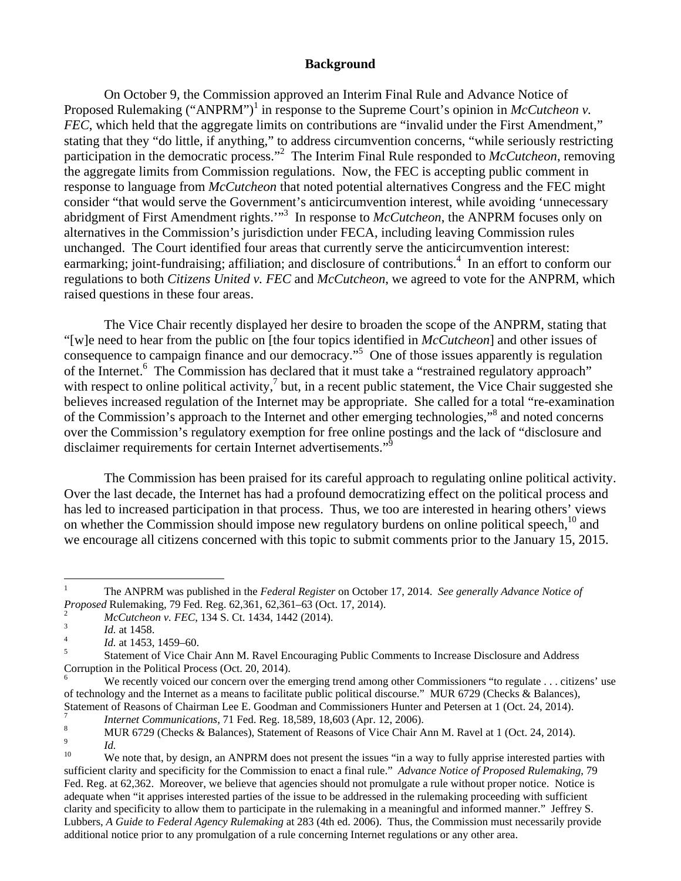**Background**

On October 9, the Commission approved an Interim Final Rule and Advance Notice of Proposed Rulemaking ("ANPRM")[1] in response to the Supreme Court's opinion in *McCutcheon v. FEC*, which held that the aggregate limits on contributions are "invalid under the First Amendment," stating that they "do little, if anything," to address circumvention concerns, "while seriously restricting participation in the democratic process."[2] The Interim Final Rule responded to *McCutcheon*, removing the aggregate limits from Commission regulations. Now, the FEC is accepting public comment in response to language from *McCutcheon* that noted potential alternatives Congress and the FEC might consider "that would serve the Government's anticircumvention interest, while avoiding 'unnecessary abridgment of First Amendment rights.'"[3] In response to *McCutcheon*, the ANPRM focuses only on alternatives in the Commission's jurisdiction under FECA, including leaving Commission rules unchanged. The Court identified four areas that currently serve the anticircumvention interest: earmarking; joint-fundraising; affiliation; and disclosure of contributions.[4] In an effort to conform our regulations to both *Citizens United v. FEC* and *McCutcheon*, we agreed to vote for the ANPRM, which raised questions in these four areas.

The Vice Chair recently displayed her desire to broaden the scope of the ANPRM, stating that "[w]e need to hear from the public on [the four topics identified in *McCutcheon*] and other issues of consequence to campaign finance and our democracy."[5] One of those issues apparently is regulation of the Internet.[6] The Commission has declared that it must take a "restrained regulatory approach" with respect to online political activity,[7] but, in a recent public statement, the Vice Chair suggested she believes increased regulation of the Internet may be appropriate. She called for a total "re-examination of the Commission's approach to the Internet and other emerging technologies,"[8] and noted concerns over the Commission's regulatory exemption for free online postings and the lack of "disclosure and disclaimer requirements for certain Internet advertisements."[9]

The Commission has been praised for its careful approach to regulating online political activity. Over the last decade, the Internet has had a profound democratizing effect on the political process and has led to increased participation in that process. Thus, we too are interested in hearing others' views on whether the Commission should impose new regulatory burdens on online political speech,[10] and we encourage all citizens concerned with this topic to submit comments prior to the January 15, 2015.

---

[1] The ANPRM was published in the *Federal Register* on October 17, 2014. *See generally Advance Notice of Proposed* Rulemaking, 79 Fed. Reg. 62,361, 62,361–63 (Oct. 17, 2014).

[2] *McCutcheon v. FEC*, 134 S. Ct. 1434, 1442 (2014).

[3] *Id.* at 1458.

[4] *Id.* at 1453, 1459–60.

[5] Statement of Vice Chair Ann M. Ravel Encouraging Public Comments to Increase Disclosure and Address Corruption in the Political Process (Oct. 20, 2014).

[6] We recently voiced our concern over the emerging trend among other Commissioners "to regulate . . . citizens' use of technology and the Internet as a means to facilitate public political discourse." MUR 6729 (Checks & Balances), Statement of Reasons of Chairman Lee E. Goodman and Commissioners Hunter and Petersen at 1 (Oct. 24, 2014).

[7] *Internet Communications*, 71 Fed. Reg. 18,589, 18,603 (Apr. 12, 2006).

[8] MUR 6729 (Checks & Balances), Statement of Reasons of Vice Chair Ann M. Ravel at 1 (Oct. 24, 2014).

[9] *Id.*

[10] We note that, by design, an ANPRM does not present the issues "in a way to fully apprise interested parties with sufficient clarity and specificity for the Commission to enact a final rule." *Advance Notice of Proposed Rulemaking*, 79 Fed. Reg. at 62,362. Moreover, we believe that agencies should not promulgate a rule without proper notice. Notice is adequate when "it apprises interested parties of the issue to be addressed in the rulemaking proceeding with sufficient clarity and specificity to allow them to participate in the rulemaking in a meaningful and informed manner." Jeffrey S. Lubbers, *A Guide to Federal Agency Rulemaking* at 283 (4th ed. 2006). Thus, the Commission must necessarily provide additional notice prior to any promulgation of a rule concerning Internet regulations or any other area.